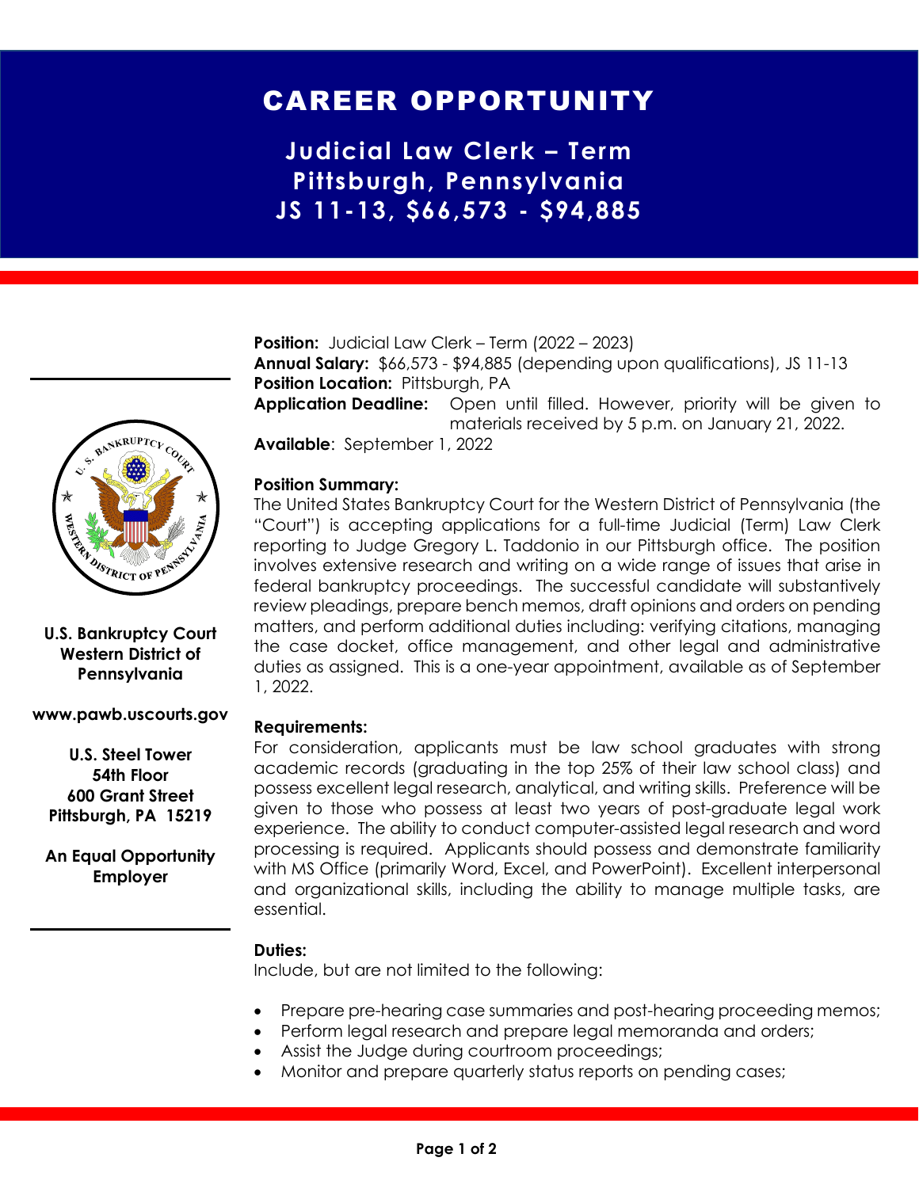# CAREER OPPORTUNITY

## Judicial Law Clerk – Term
## Pittsburgh, Pennsylvania
## JS 11-13, $66,573 - $94,885

**U.S. Bankruptcy Court Western District of Pennsylvania**

**www.pawb.uscourts.gov**

**U.S. Steel Tower**
**54th Floor**
**600 Grant Street**
**Pittsburgh, PA 15219**

**An Equal Opportunity Employer**

**Position:** Judicial Law Clerk – Term (2022 – 2023)
**Annual Salary:** $66,573 - $94,885 (depending upon qualifications), JS 11-13
**Position Location:** Pittsburgh, PA
**Application Deadline:** Open until filled. However, priority will be given to materials received by 5 p.m. on January 21, 2022.
**Available**: September 1, 2022

**Position Summary:**
The United States Bankruptcy Court for the Western District of Pennsylvania (the "Court") is accepting applications for a full-time Judicial (Term) Law Clerk reporting to Judge Gregory L. Taddonio in our Pittsburgh office. The position involves extensive research and writing on a wide range of issues that arise in federal bankruptcy proceedings. The successful candidate will substantively review pleadings, prepare bench memos, draft opinions and orders on pending matters, and perform additional duties including: verifying citations, managing the case docket, office management, and other legal and administrative duties as assigned. This is a one-year appointment, available as of September 1, 2022.

**Requirements:**
For consideration, applicants must be law school graduates with strong academic records (graduating in the top 25% of their law school class) and possess excellent legal research, analytical, and writing skills. Preference will be given to those who possess at least two years of post-graduate legal work experience. The ability to conduct computer-assisted legal research and word processing is required. Applicants should possess and demonstrate familiarity with MS Office (primarily Word, Excel, and PowerPoint). Excellent interpersonal and organizational skills, including the ability to manage multiple tasks, are essential.

**Duties:**
Include, but are not limited to the following:

- Prepare pre-hearing case summaries and post-hearing proceeding memos;
- Perform legal research and prepare legal memoranda and orders;
- Assist the Judge during courtroom proceedings;
- Monitor and prepare quarterly status reports on pending cases;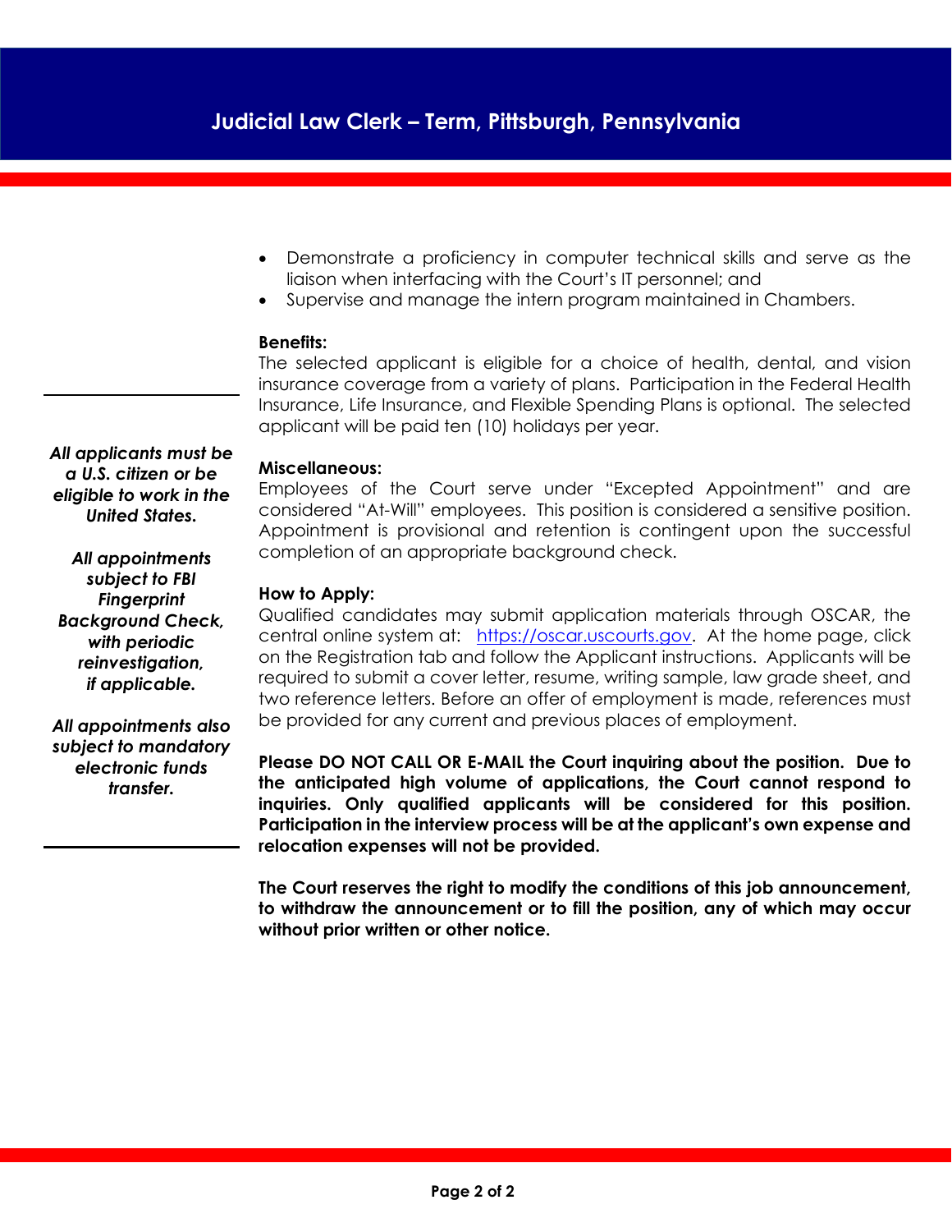# Judicial Law Clerk – Term, Pittsburgh, Pennsylvania

- Demonstrate a proficiency in computer technical skills and serve as the liaison when interfacing with the Court's IT personnel; and
- Supervise and manage the intern program maintained in Chambers.

**Benefits:**
The selected applicant is eligible for a choice of health, dental, and vision insurance coverage from a variety of plans. Participation in the Federal Health Insurance, Life Insurance, and Flexible Spending Plans is optional. The selected applicant will be paid ten (10) holidays per year.

**Miscellaneous:**
Employees of the Court serve under "Excepted Appointment" and are considered "At-Will" employees. This position is considered a sensitive position. Appointment is provisional and retention is contingent upon the successful completion of an appropriate background check.

**How to Apply:**
Qualified candidates may submit application materials through OSCAR, the central online system at: https://oscar.uscourts.gov. At the home page, click on the Registration tab and follow the Applicant instructions. Applicants will be required to submit a cover letter, resume, writing sample, law grade sheet, and two reference letters. Before an offer of employment is made, references must be provided for any current and previous places of employment.

**Please DO NOT CALL OR E-MAIL the Court inquiring about the position. Due to the anticipated high volume of applications, the Court cannot respond to inquiries. Only qualified applicants will be considered for this position. Participation in the interview process will be at the applicant's own expense and relocation expenses will not be provided.**

**The Court reserves the right to modify the conditions of this job announcement, to withdraw the announcement or to fill the position, any of which may occur without prior written or other notice.**

***All applicants must be a U.S. citizen or be eligible to work in the United States.***

***All appointments subject to FBI Fingerprint Background Check, with periodic reinvestigation, if applicable.***

***All appointments also subject to mandatory electronic funds transfer.***